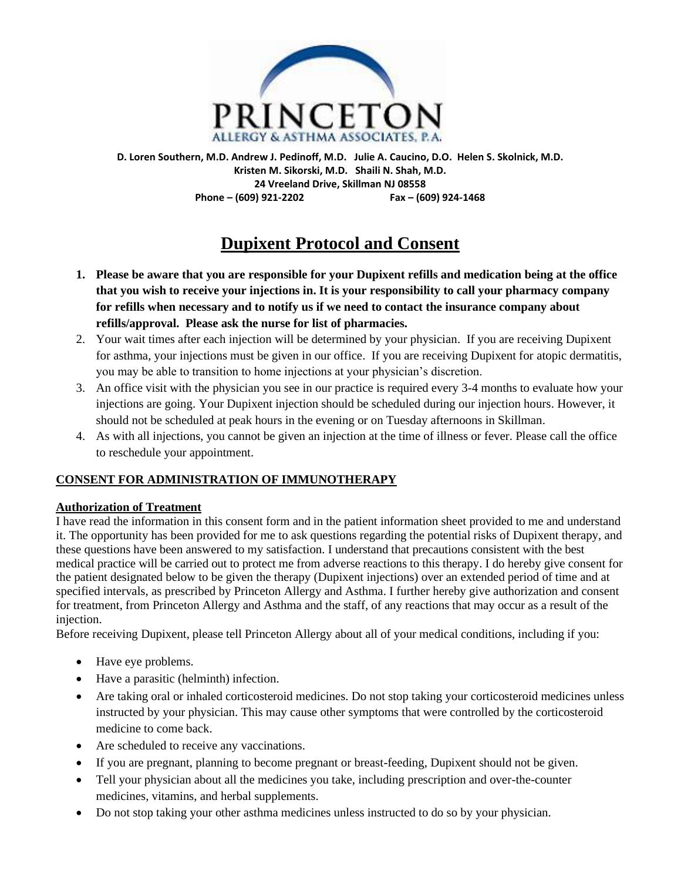**PRINCETON**
ALLERGY & ASTHMA ASSOCIATES, P.A.

**D. Loren Southern, M.D. Andrew J. Pedinoff, M.D. Julie A. Caucino, D.O. Helen S. Skolnick, M.D.**
**Kristen M. Sikorski, M.D. Shaili N. Shah, M.D.**
**24 Vreeland Drive, Skillman NJ 08558**
**Phone – (609) 921-2202 Fax – (609) 924-1468**

# Dupixent Protocol and Consent

1. **Please be aware that you are responsible for your Dupixent refills and medication being at the office that you wish to receive your injections in. It is your responsibility to call your pharmacy company for refills when necessary and to notify us if we need to contact the insurance company about refills/approval. Please ask the nurse for list of pharmacies.**
2. Your wait times after each injection will be determined by your physician. If you are receiving Dupixent for asthma, your injections must be given in our office. If you are receiving Dupixent for atopic dermatitis, you may be able to transition to home injections at your physician's discretion.
3. An office visit with the physician you see in our practice is required every 3-4 months to evaluate how your injections are going. Your Dupixent injection should be scheduled during our injection hours. However, it should not be scheduled at peak hours in the evening or on Tuesday afternoons in Skillman.
4. As with all injections, you cannot be given an injection at the time of illness or fever. Please call the office to reschedule your appointment.

## CONSENT FOR ADMINISTRATION OF IMMUNOTHERAPY

### Authorization of Treatment

I have read the information in this consent form and in the patient information sheet provided to me and understand it. The opportunity has been provided for me to ask questions regarding the potential risks of Dupixent therapy, and these questions have been answered to my satisfaction. I understand that precautions consistent with the best medical practice will be carried out to protect me from adverse reactions to this therapy. I do hereby give consent for the patient designated below to be given the therapy (Dupixent injections) over an extended period of time and at specified intervals, as prescribed by Princeton Allergy and Asthma. I further hereby give authorization and consent for treatment, from Princeton Allergy and Asthma and the staff, of any reactions that may occur as a result of the injection.

Before receiving Dupixent, please tell Princeton Allergy about all of your medical conditions, including if you:

- Have eye problems.
- Have a parasitic (helminth) infection.
- Are taking oral or inhaled corticosteroid medicines. Do not stop taking your corticosteroid medicines unless instructed by your physician. This may cause other symptoms that were controlled by the corticosteroid medicine to come back.
- Are scheduled to receive any vaccinations.
- If you are pregnant, planning to become pregnant or breast-feeding, Dupixent should not be given.
- Tell your physician about all the medicines you take, including prescription and over-the-counter medicines, vitamins, and herbal supplements.
- Do not stop taking your other asthma medicines unless instructed to do so by your physician.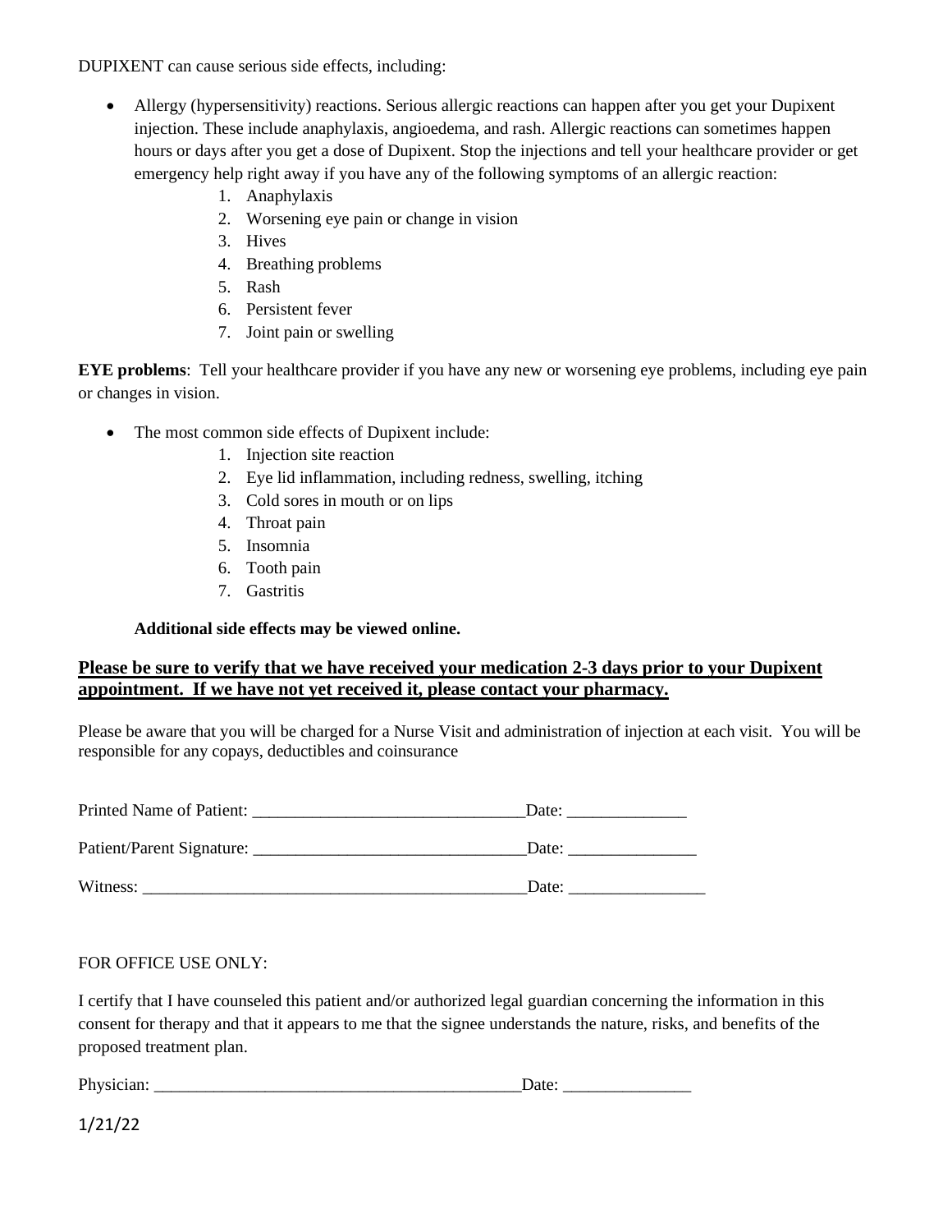DUPIXENT can cause serious side effects, including:

- Allergy (hypersensitivity) reactions. Serious allergic reactions can happen after you get your Dupixent injection. These include anaphylaxis, angioedema, and rash. Allergic reactions can sometimes happen hours or days after you get a dose of Dupixent. Stop the injections and tell your healthcare provider or get emergency help right away if you have any of the following symptoms of an allergic reaction:
    1. Anaphylaxis
    2. Worsening eye pain or change in vision
    3. Hives
    4. Breathing problems
    5. Rash
    6. Persistent fever
    7. Joint pain or swelling

**EYE problems**: Tell your healthcare provider if you have any new or worsening eye problems, including eye pain or changes in vision.

- The most common side effects of Dupixent include:
    1. Injection site reaction
    2. Eye lid inflammation, including redness, swelling, itching
    3. Cold sores in mouth or on lips
    4. Throat pain
    5. Insomnia
    6. Tooth pain
    7. Gastritis

**Additional side effects may be viewed online.**

**<u>Please be sure to verify that we have received your medication 2-3 days prior to your Dupixent appointment. If we have not yet received it, please contact your pharmacy.</u>**

Please be aware that you will be charged for a Nurse Visit and administration of injection at each visit. You will be responsible for any copays, deductibles and coinsurance

Printed Name of Patient: ________________________________Date: ______________

Patient/Parent Signature: ________________________________Date: _______________

Witness: _____________________________________________Date: ________________

FOR OFFICE USE ONLY:

I certify that I have counseled this patient and/or authorized legal guardian concerning the information in this consent for therapy and that it appears to me that the signee understands the nature, risks, and benefits of the proposed treatment plan.

Physician: ___________________________________________Date: _______________

1/21/22